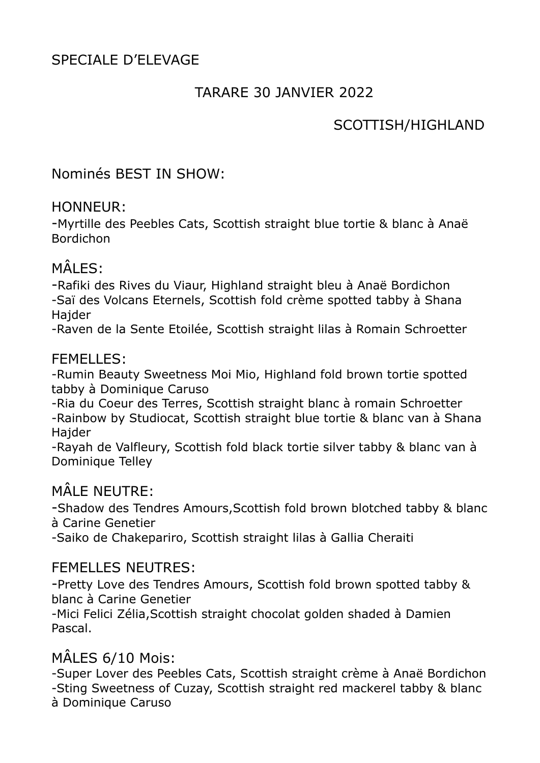SPECIALE D'ELEVAGE

TARARE 30 JANVIER 2022

SCOTTISH/HIGHLAND

Nominés BEST IN SHOW:

HONNEUR:

-Myrtille des Peebles Cats, Scottish straight blue tortie & blanc à Anaë Bordichon

MÂLES:

-Rafiki des Rives du Viaur, Highland straight bleu à Anaë Bordichon
-Saï des Volcans Eternels, Scottish fold crème spotted tabby à Shana Hajder
-Raven de la Sente Etoilée, Scottish straight lilas à Romain Schroetter

FEMELLES:

-Rumin Beauty Sweetness Moi Mio, Highland fold brown tortie spotted tabby à Dominique Caruso
-Ria du Coeur des Terres, Scottish straight blanc à romain Schroetter
-Rainbow by Studiocat, Scottish straight blue tortie & blanc van à Shana Hajder
-Rayah de Valfleury, Scottish fold black tortie silver tabby & blanc van à Dominique Telley

MÂLE NEUTRE:

-Shadow des Tendres Amours,Scottish fold brown blotched tabby & blanc à Carine Genetier
-Saiko de Chakepariro, Scottish straight lilas à Gallia Cheraiti

FEMELLES NEUTRES:

-Pretty Love des Tendres Amours, Scottish fold brown spotted tabby & blanc à Carine Genetier
-Mici Felici Zélia,Scottish straight chocolat golden shaded à Damien Pascal.

MÂLES 6/10 Mois:

-Super Lover des Peebles Cats, Scottish straight crème à Anaë Bordichon
-Sting Sweetness of Cuzay, Scottish straight red mackerel tabby & blanc à Dominique Caruso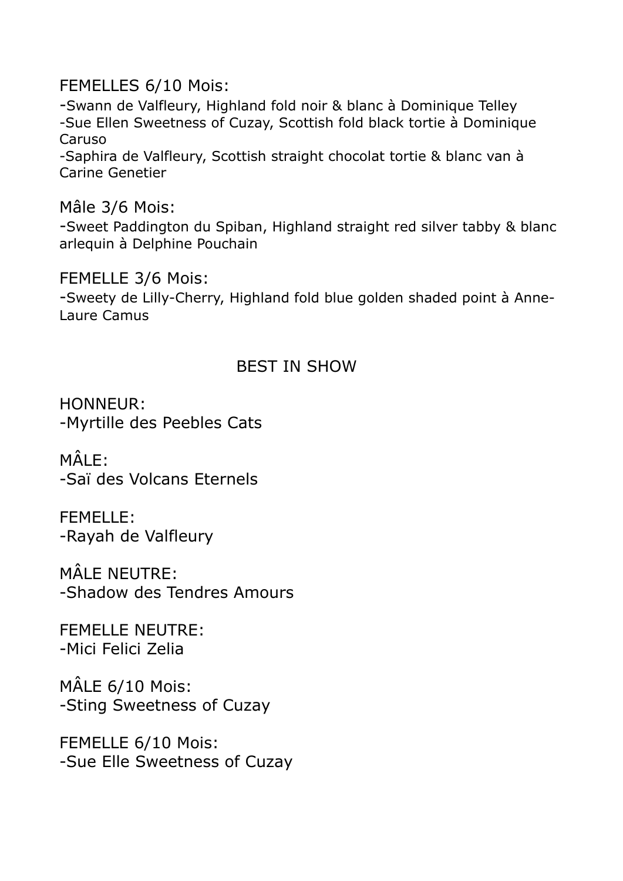FEMELLES 6/10 Mois:

-Swann de Valfleury, Highland fold noir & blanc à Dominique Telley
-Sue Ellen Sweetness of Cuzay, Scottish fold black tortie à Dominique Caruso
-Saphira de Valfleury, Scottish straight chocolat tortie & blanc van à Carine Genetier

Mâle 3/6 Mois:

-Sweet Paddington du Spiban, Highland straight red silver tabby & blanc arlequin à Delphine Pouchain

FEMELLE 3/6 Mois:

-Sweety de Lilly-Cherry, Highland fold blue golden shaded point à Anne-Laure Camus

## BEST IN SHOW

HONNEUR:
-Myrtille des Peebles Cats

MÂLE:
-Saï des Volcans Eternels

FEMELLE:
-Rayah de Valfleury

MÂLE NEUTRE:
-Shadow des Tendres Amours

FEMELLE NEUTRE:
-Mici Felici Zelia

MÂLE 6/10 Mois:
-Sting Sweetness of Cuzay

FEMELLE 6/10 Mois:
-Sue Elle Sweetness of Cuzay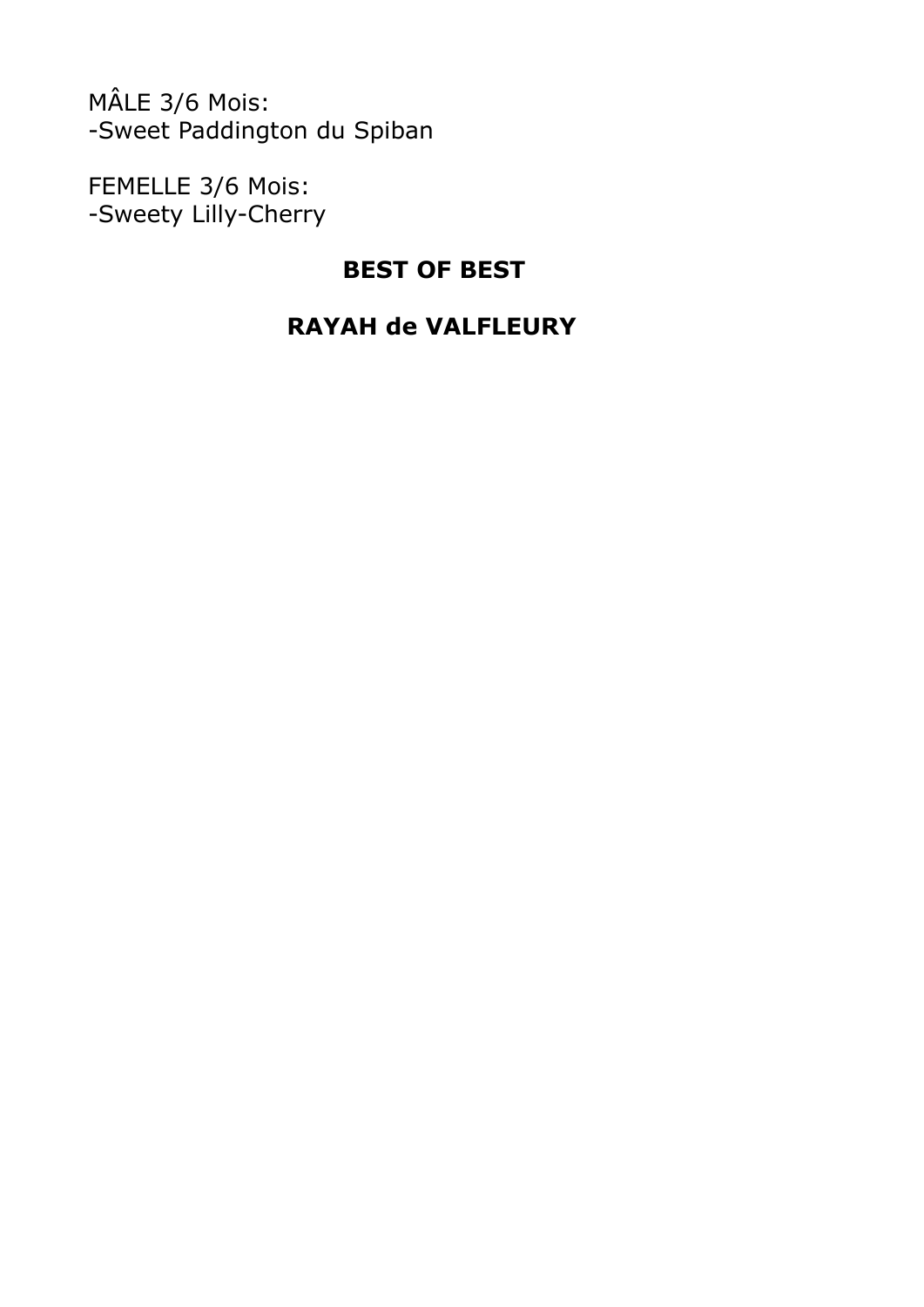MÂLE 3/6 Mois:
-Sweet Paddington du Spiban

FEMELLE 3/6 Mois:
-Sweety Lilly-Cherry

**BEST OF BEST**

**RAYAH de VALFLEURY**